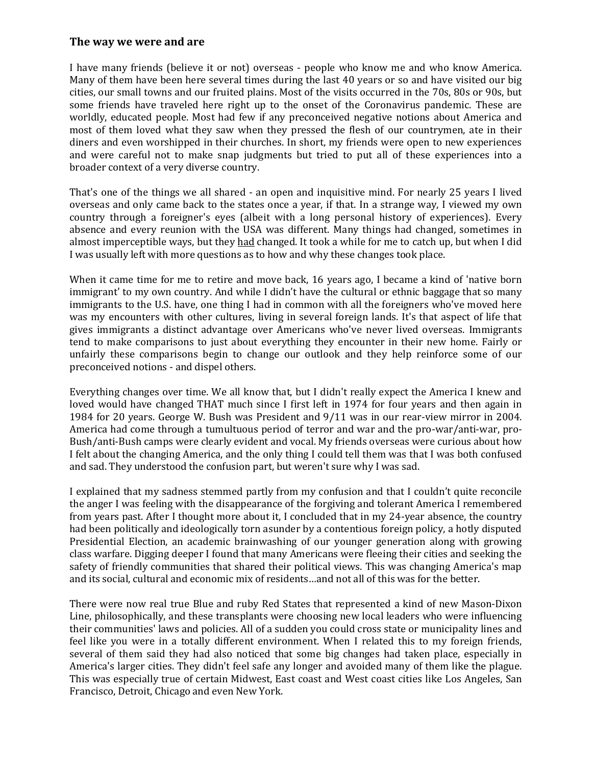### **The way we were and are**

I have many friends (believe it or not) overseas - people who know me and who know America. Many of them have been here several times during the last 40 years or so and have visited our big cities, our small towns and our fruited plains. Most of the visits occurred in the 70s, 80s or 90s, but some friends have traveled here right up to the onset of the Coronavirus pandemic. These are worldly, educated people. Most had few if any preconceived negative notions about America and most of them loved what they saw when they pressed the flesh of our countrymen, ate in their diners and even worshipped in their churches. In short, my friends were open to new experiences and were careful not to make snap judgments but tried to put all of these experiences into a broader context of a very diverse country.

That's one of the things we all shared - an open and inquisitive mind. For nearly 25 years I lived overseas and only came back to the states once a year, if that. In a strange way, I viewed my own country through a foreigner's eyes (albeit with a long personal history of experiences). Every absence and every reunion with the USA was different. Many things had changed, sometimes in almost imperceptible ways, but they <u>had</u> changed. It took a while for me to catch up, but when I did I was usually left with more questions as to how and why these changes took place.

When it came time for me to retire and move back, 16 years ago, I became a kind of 'native born immigrant' to my own country. And while I didn't have the cultural or ethnic baggage that so many immigrants to the U.S. have, one thing I had in common with all the foreigners who've moved here was my encounters with other cultures, living in several foreign lands. It's that aspect of life that gives immigrants a distinct advantage over Americans who've never lived overseas. Immigrants tend to make comparisons to just about everything they encounter in their new home. Fairly or unfairly these comparisons begin to change our outlook and they help reinforce some of our preconceived notions - and dispel others.

Everything changes over time. We all know that, but I didn't really expect the America I knew and loved would have changed THAT much since I first left in 1974 for four years and then again in 1984 for 20 years. George W. Bush was President and 9/11 was in our rear-view mirror in 2004. America had come through a tumultuous period of terror and war and the pro-war/anti-war, pro-Bush/anti-Bush camps were clearly evident and vocal. My friends overseas were curious about how I felt about the changing America, and the only thing I could tell them was that I was both confused and sad. They understood the confusion part, but weren't sure why I was sad.

I explained that my sadness stemmed partly from my confusion and that I couldn't quite reconcile the anger I was feeling with the disappearance of the forgiving and tolerant America I remembered from years past. After I thought more about it, I concluded that in my 24-year absence, the country had been politically and ideologically torn asunder by a contentious foreign policy, a hotly disputed Presidential Election, an academic brainwashing of our younger generation along with growing class warfare. Digging deeper I found that many Americans were fleeing their cities and seeking the safety of friendly communities that shared their political views. This was changing America's map and its social, cultural and economic mix of residents…and not all of this was for the better.

There were now real true Blue and ruby Red States that represented a kind of new Mason-Dixon Line, philosophically, and these transplants were choosing new local leaders who were influencing their communities' laws and policies. All of a sudden you could cross state or municipality lines and feel like you were in a totally different environment. When I related this to my foreign friends, several of them said they had also noticed that some big changes had taken place, especially in America's larger cities. They didn't feel safe any longer and avoided many of them like the plague. This was especially true of certain Midwest, East coast and West coast cities like Los Angeles, San Francisco, Detroit, Chicago and even New York.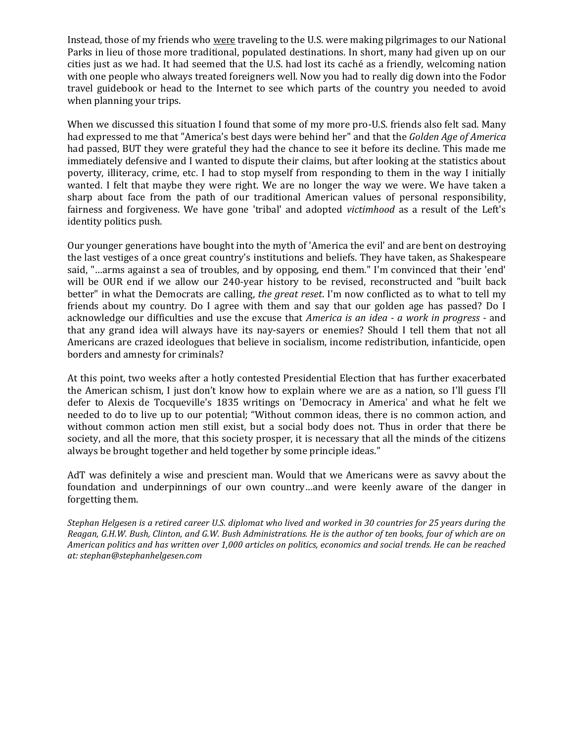Instead, those of my friends who <u>were</u> traveling to the U.S. were making pilgrimages to our National Parks in lieu of those more traditional, populated destinations. In short, many had given up on our cities just as we had. It had seemed that the U.S. had lost its caché as a friendly, welcoming nation with one people who always treated foreigners well. Now you had to really dig down into the Fodor travel guidebook or head to the Internet to see which parts of the country you needed to avoid when planning your trips.

When we discussed this situation I found that some of my more pro-U.S. friends also felt sad. Many had expressed to me that "America's best days were behind her" and that the *Golden Age of America* had passed, BUT they were grateful they had the chance to see it before its decline. This made me immediately defensive and I wanted to dispute their claims, but after looking at the statistics about poverty, illiteracy, crime, etc. I had to stop myself from responding to them in the way I initially wanted. I felt that maybe they were right. We are no longer the way we were. We have taken a sharp about face from the path of our traditional American values of personal responsibility, fairness and forgiveness. We have gone 'tribal' and adopted *victimhood* as a result of the Left's identity politics push.

Our younger generations have bought into the myth of 'America the evil' and are bent on destroying the last vestiges of a once great country's institutions and beliefs. They have taken, as Shakespeare said, "…arms against a sea of troubles, and by opposing, end them." I'm convinced that their 'end' will be OUR end if we allow our 240-year history to be revised, reconstructed and "built back better" in what the Democrats are calling, *the great reset*. I'm now conflicted as to what to tell my friends about my country. Do I agree with them and say that our golden age has passed? Do I acknowledge our difficulties and use the excuse that *America is an idea - a work in progress* - and that any grand idea will always have its nay-sayers or enemies? Should I tell them that not all Americans are crazed ideologues that believe in socialism, income redistribution, infanticide, open borders and amnesty for criminals?

At this point, two weeks after a hotly contested Presidential Election that has further exacerbated the American schism, I just don't know how to explain where we are as a nation, so I'll guess I'll defer to Alexis de Tocqueville's 1835 writings on 'Democracy in America' and what he felt we needed to do to live up to our potential; "Without common ideas, there is no common action, and without common action men still exist, but a social body does not. Thus in order that there be society, and all the more, that this society prosper, it is necessary that all the minds of the citizens always be brought together and held together by some principle ideas."

AdT was definitely a wise and prescient man. Would that we Americans were as savvy about the foundation and underpinnings of our own country…and were keenly aware of the danger in forgetting them.

*Stephan Helgesen is a retired career U.S. diplomat who lived and worked in 30 countries for 25 years during the Reagan, G.H.W. Bush, Clinton, and G.W. Bush Administrations. He is the author of ten books, four of which are on American politics and has written over 1,000 articles on politics, economics and social trends. He can be reached at: stephan@stephanhelgesen.com*